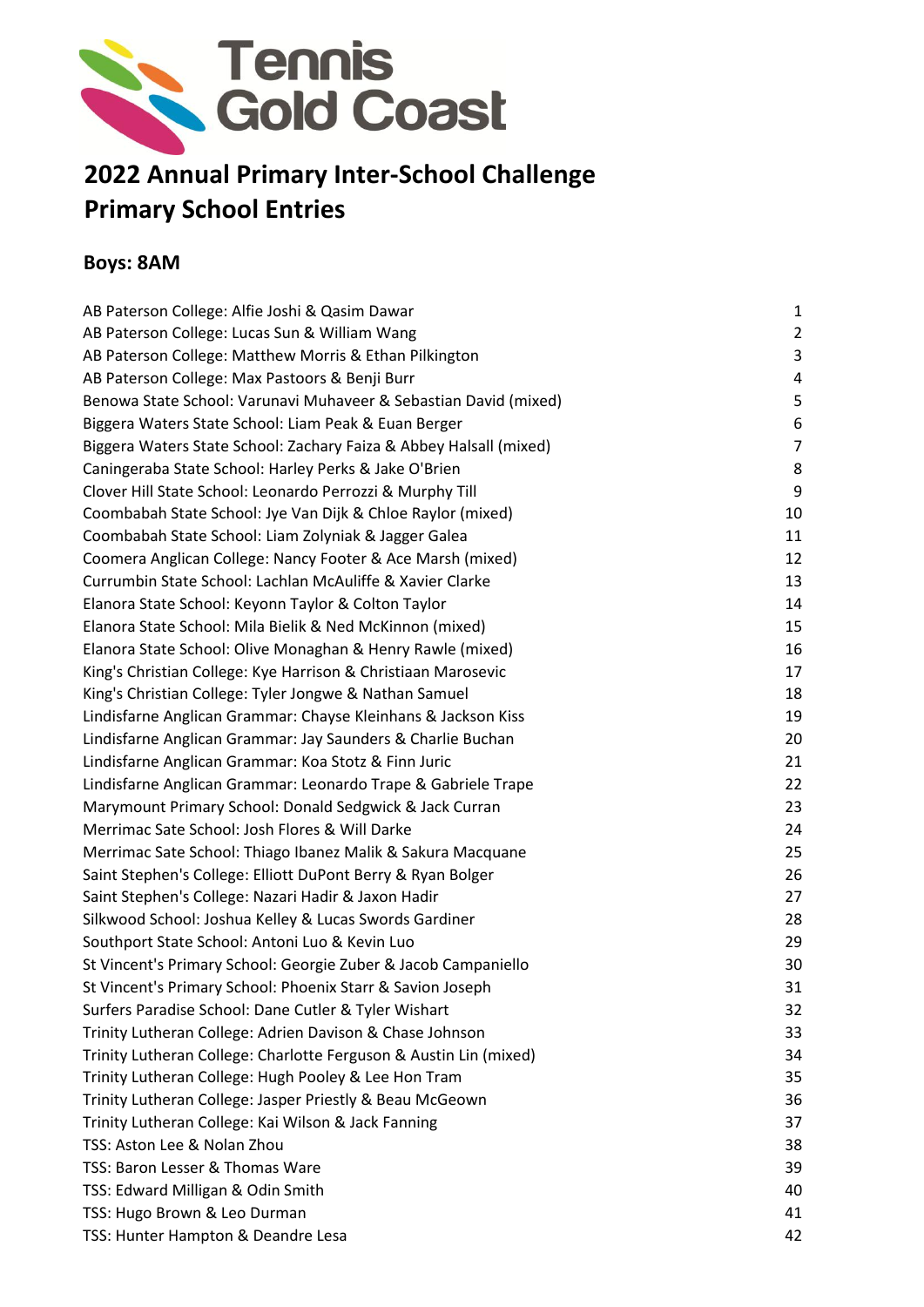Tennis Gold Coast

# 2022 Annual Primary Inter-School Challenge
# Primary School Entries

## Boys: 8AM

| | |
|---|---|
| AB Paterson College: Alfie Joshi & Qasim Dawar | 1 |
| AB Paterson College: Lucas Sun & William Wang | 2 |
| AB Paterson College: Matthew Morris & Ethan Pilkington | 3 |
| AB Paterson College: Max Pastoors & Benji Burr | 4 |
| Benowa State School: Varunavi Muhaveer & Sebastian David (mixed) | 5 |
| Biggera Waters State School: Liam Peak & Euan Berger | 6 |
| Biggera Waters State School: Zachary Faiza & Abbey Halsall (mixed) | 7 |
| Caningeraba State School: Harley Perks & Jake O'Brien | 8 |
| Clover Hill State School: Leonardo Perrozzi & Murphy Till | 9 |
| Coombabah State School: Jye Van Dijk & Chloe Raylor (mixed) | 10 |
| Coombabah State School: Liam Zolyniak & Jagger Galea | 11 |
| Coomera Anglican College: Nancy Footer & Ace Marsh (mixed) | 12 |
| Currumbin State School: Lachlan McAuliffe & Xavier Clarke | 13 |
| Elanora State School: Keyonn Taylor & Colton Taylor | 14 |
| Elanora State School: Mila Bielik & Ned McKinnon (mixed) | 15 |
| Elanora State School: Olive Monaghan & Henry Rawle (mixed) | 16 |
| King's Christian College: Kye Harrison & Christiaan Marosevic | 17 |
| King's Christian College: Tyler Jongwe & Nathan Samuel | 18 |
| Lindisfarne Anglican Grammar: Chayse Kleinhans & Jackson Kiss | 19 |
| Lindisfarne Anglican Grammar: Jay Saunders & Charlie Buchan | 20 |
| Lindisfarne Anglican Grammar: Koa Stotz & Finn Juric | 21 |
| Lindisfarne Anglican Grammar: Leonardo Trape & Gabriele Trape | 22 |
| Marymount Primary School: Donald Sedgwick & Jack Curran | 23 |
| Merrimac Sate School: Josh Flores & Will Darke | 24 |
| Merrimac Sate School: Thiago Ibanez Malik & Sakura Macquane | 25 |
| Saint Stephen's College: Elliott DuPont Berry & Ryan Bolger | 26 |
| Saint Stephen's College: Nazari Hadir & Jaxon Hadir | 27 |
| Silkwood School: Joshua Kelley & Lucas Swords Gardiner | 28 |
| Southport State School: Antoni Luo & Kevin Luo | 29 |
| St Vincent's Primary School: Georgie Zuber & Jacob Campaniello | 30 |
| St Vincent's Primary School: Phoenix Starr & Savion Joseph | 31 |
| Surfers Paradise School: Dane Cutler & Tyler Wishart | 32 |
| Trinity Lutheran College: Adrien Davison & Chase Johnson | 33 |
| Trinity Lutheran College: Charlotte Ferguson & Austin Lin (mixed) | 34 |
| Trinity Lutheran College: Hugh Pooley & Lee Hon Tram | 35 |
| Trinity Lutheran College: Jasper Priestly & Beau McGeown | 36 |
| Trinity Lutheran College: Kai Wilson & Jack Fanning | 37 |
| TSS: Aston Lee & Nolan Zhou | 38 |
| TSS: Baron Lesser & Thomas Ware | 39 |
| TSS: Edward Milligan & Odin Smith | 40 |
| TSS: Hugo Brown & Leo Durman | 41 |
| TSS: Hunter Hampton & Deandre Lesa | 42 |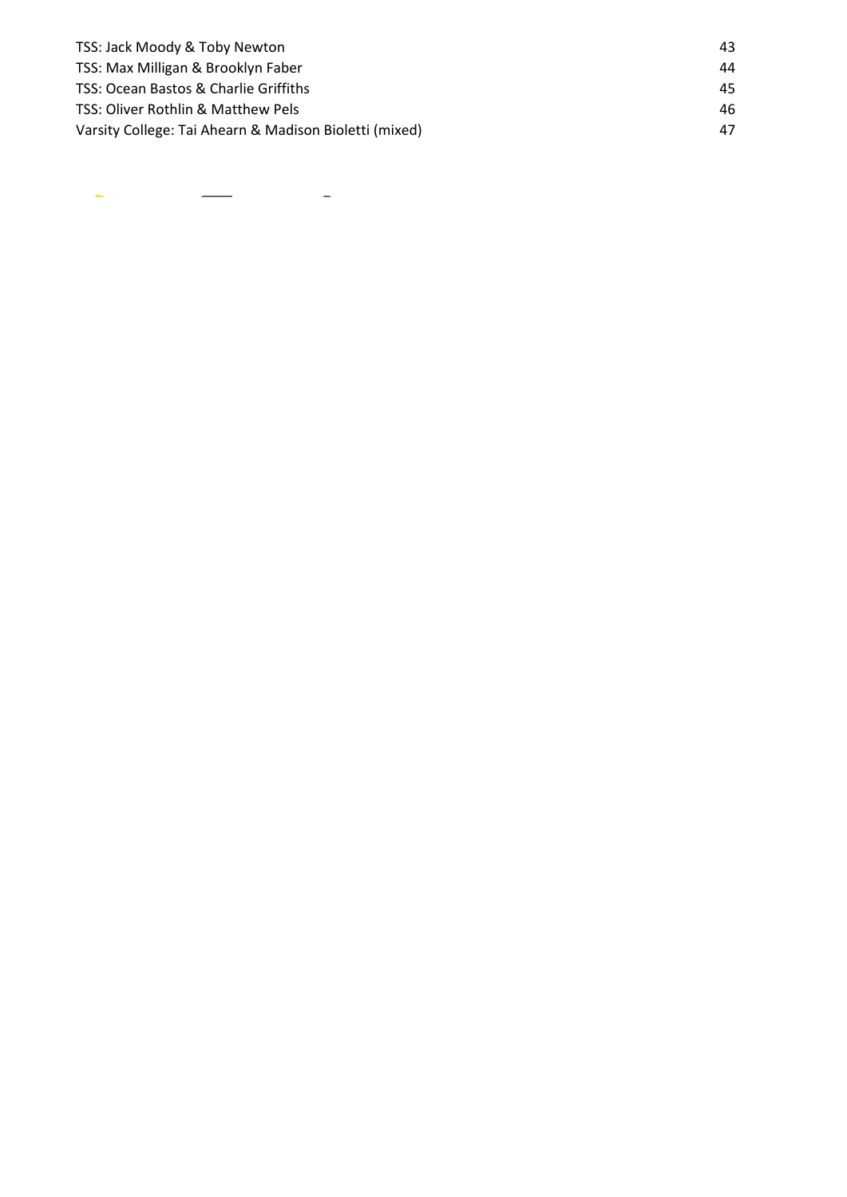TSS: Jack Moody & Toby Newton 43
TSS: Max Milligan & Brooklyn Faber 44
TSS: Ocean Bastos & Charlie Griffiths 45
TSS: Oliver Rothlin & Matthew Pels 46
Varsity College: Tai Ahearn & Madison Bioletti (mixed) 47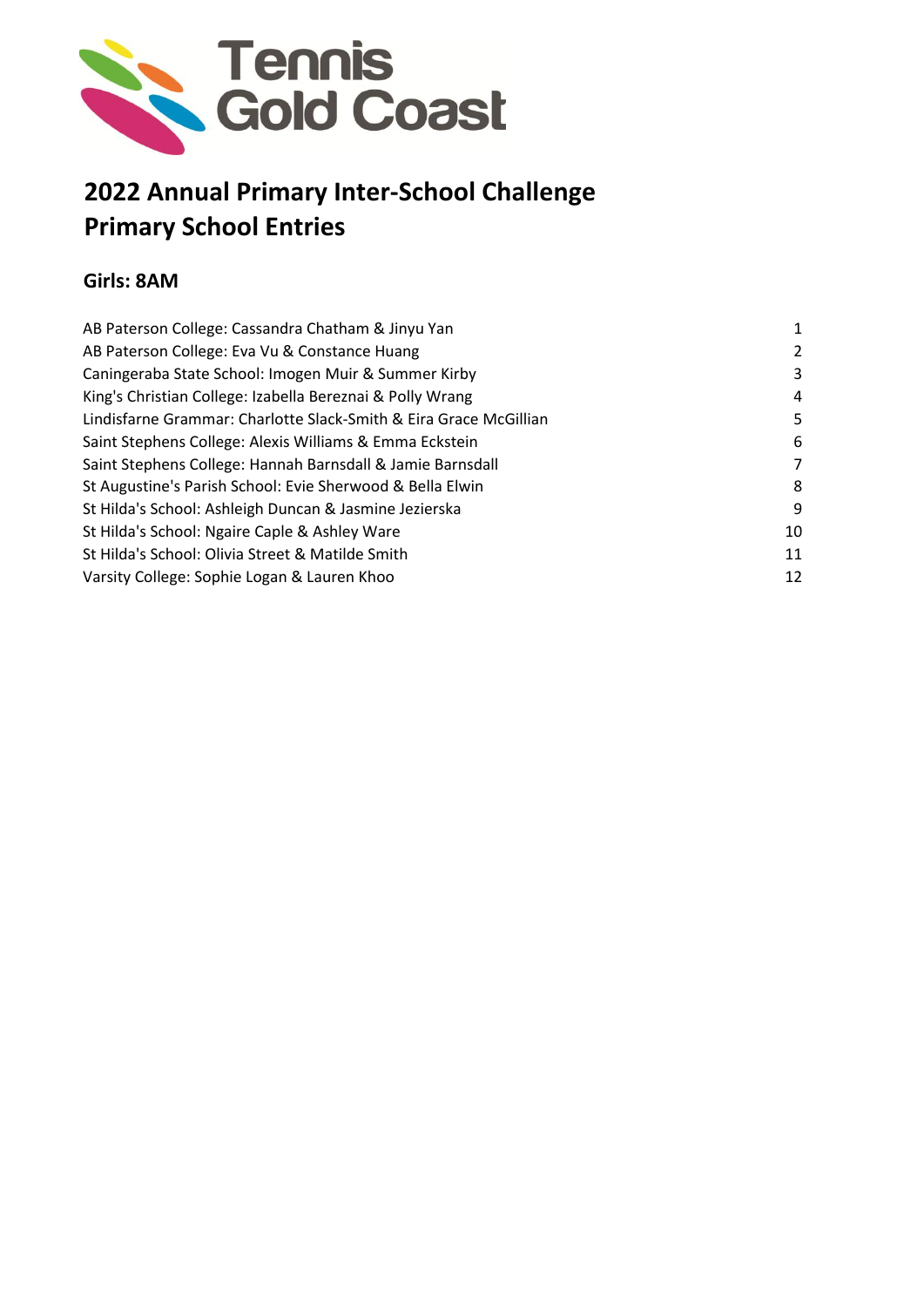# 2022 Annual Primary Inter-School Challenge
# Primary School Entries

## Girls: 8AM

| Entry | No. |
|---|---|
| AB Paterson College: Cassandra Chatham & Jinyu Yan | 1 |
| AB Paterson College: Eva Vu & Constance Huang | 2 |
| Caningeraba State School: Imogen Muir & Summer Kirby | 3 |
| King's Christian College: Izabella Bereznai & Polly Wrang | 4 |
| Lindisfarne Grammar: Charlotte Slack-Smith & Eira Grace McGillian | 5 |
| Saint Stephens College: Alexis Williams & Emma Eckstein | 6 |
| Saint Stephens College: Hannah Barnsdall & Jamie Barnsdall | 7 |
| St Augustine's Parish School: Evie Sherwood & Bella Elwin | 8 |
| St Hilda's School: Ashleigh Duncan & Jasmine Jezierska | 9 |
| St Hilda's School: Ngaire Caple & Ashley Ware | 10 |
| St Hilda's School: Olivia Street & Matilde Smith | 11 |
| Varsity College: Sophie Logan & Lauren Khoo | 12 |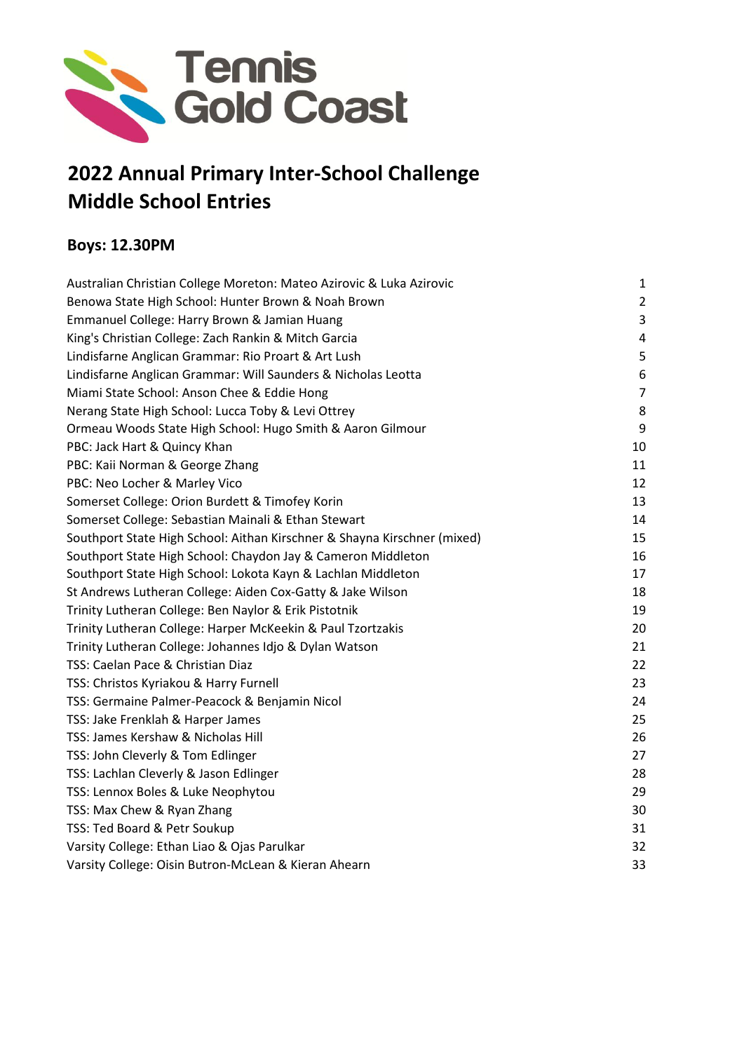# 2022 Annual Primary Inter-School Challenge
# Middle School Entries

## Boys: 12.30PM

| | |
|---|---|
| Australian Christian College Moreton: Mateo Azirovic & Luka Azirovic | 1 |
| Benowa State High School: Hunter Brown & Noah Brown | 2 |
| Emmanuel College: Harry Brown & Jamian Huang | 3 |
| King's Christian College: Zach Rankin & Mitch Garcia | 4 |
| Lindisfarne Anglican Grammar: Rio Proart & Art Lush | 5 |
| Lindisfarne Anglican Grammar: Will Saunders & Nicholas Leotta | 6 |
| Miami State School: Anson Chee & Eddie Hong | 7 |
| Nerang State High School: Lucca Toby & Levi Ottrey | 8 |
| Ormeau Woods State High School: Hugo Smith & Aaron Gilmour | 9 |
| PBC: Jack Hart & Quincy Khan | 10 |
| PBC: Kaii Norman & George Zhang | 11 |
| PBC: Neo Locher & Marley Vico | 12 |
| Somerset College: Orion Burdett & Timofey Korin | 13 |
| Somerset College: Sebastian Mainali & Ethan Stewart | 14 |
| Southport State High School: Aithan Kirschner & Shayna Kirschner (mixed) | 15 |
| Southport State High School: Chaydon Jay & Cameron Middleton | 16 |
| Southport State High School: Lokota Kayn & Lachlan Middleton | 17 |
| St Andrews Lutheran College: Aiden Cox-Gatty & Jake Wilson | 18 |
| Trinity Lutheran College: Ben Naylor & Erik Pistotnik | 19 |
| Trinity Lutheran College: Harper McKeekin & Paul Tzortzakis | 20 |
| Trinity Lutheran College: Johannes Idjo & Dylan Watson | 21 |
| TSS: Caelan Pace & Christian Diaz | 22 |
| TSS: Christos Kyriakou & Harry Furnell | 23 |
| TSS: Germaine Palmer-Peacock & Benjamin Nicol | 24 |
| TSS: Jake Frenklah & Harper James | 25 |
| TSS: James Kershaw & Nicholas Hill | 26 |
| TSS: John Cleverly & Tom Edlinger | 27 |
| TSS: Lachlan Cleverly & Jason Edlinger | 28 |
| TSS: Lennox Boles & Luke Neophytou | 29 |
| TSS: Max Chew & Ryan Zhang | 30 |
| TSS: Ted Board & Petr Soukup | 31 |
| Varsity College: Ethan Liao & Ojas Parulkar | 32 |
| Varsity College: Oisin Butron-McLean & Kieran Ahearn | 33 |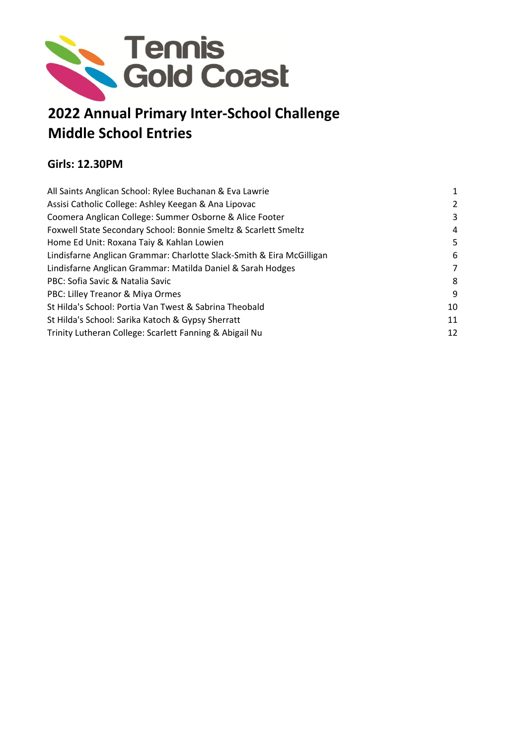Tennis Gold Coast

# 2022 Annual Primary Inter-School Challenge
# Middle School Entries

## Girls: 12.30PM

| | |
|---|---|
| All Saints Anglican School: Rylee Buchanan & Eva Lawrie | 1 |
| Assisi Catholic College: Ashley Keegan & Ana Lipovac | 2 |
| Coomera Anglican College: Summer Osborne & Alice Footer | 3 |
| Foxwell State Secondary School: Bonnie Smeltz & Scarlett Smeltz | 4 |
| Home Ed Unit: Roxana Taiy & Kahlan Lowien | 5 |
| Lindisfarne Anglican Grammar: Charlotte Slack-Smith & Eira McGilligan | 6 |
| Lindisfarne Anglican Grammar: Matilda Daniel & Sarah Hodges | 7 |
| PBC: Sofia Savic & Natalia Savic | 8 |
| PBC: Lilley Treanor & Miya Ormes | 9 |
| St Hilda's School: Portia Van Twest & Sabrina Theobald | 10 |
| St Hilda's School: Sarika Katoch & Gypsy Sherratt | 11 |
| Trinity Lutheran College: Scarlett Fanning & Abigail Nu | 12 |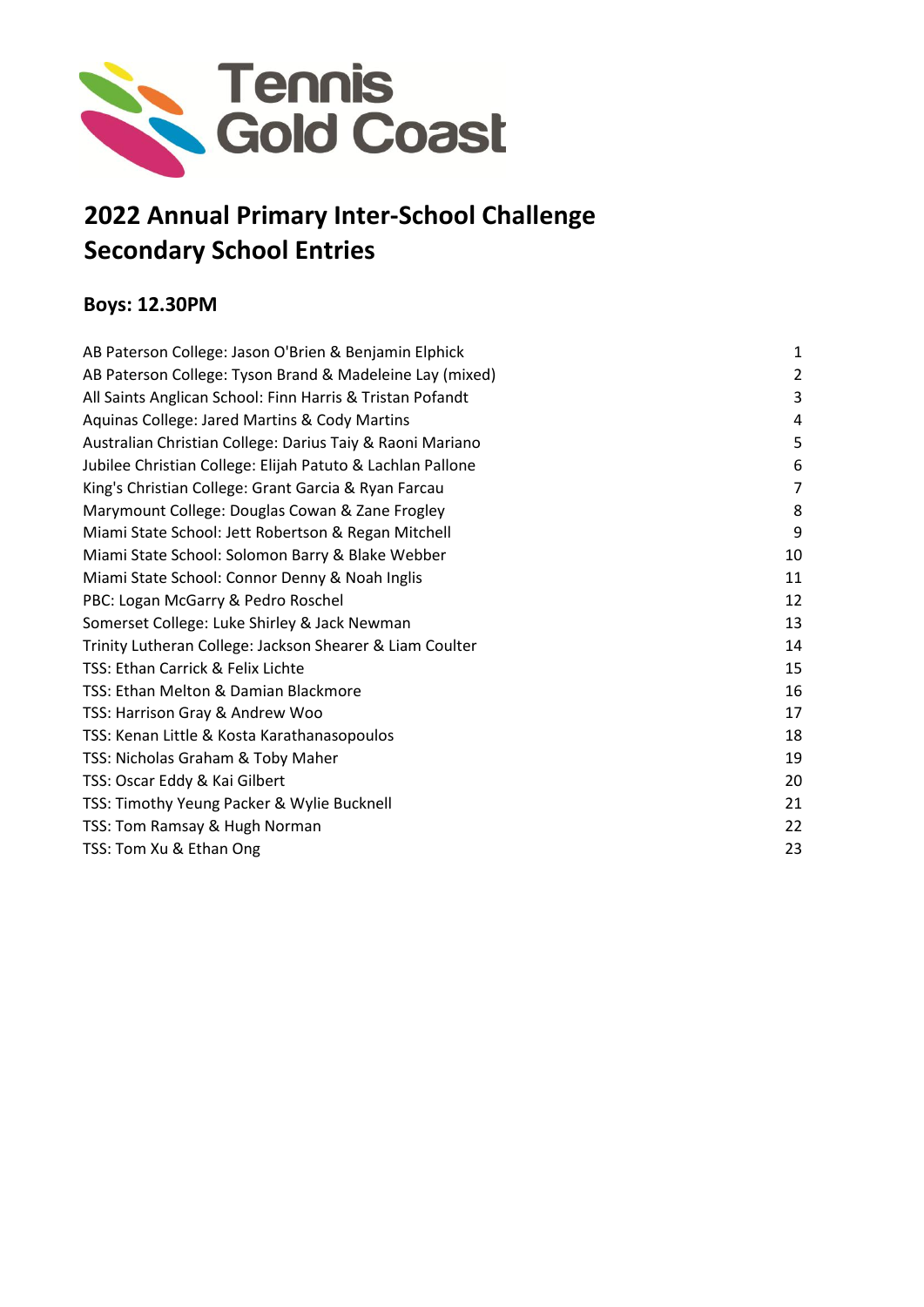# Tennis Gold Coast

## 2022 Annual Primary Inter-School Challenge
## Secondary School Entries

### Boys: 12.30PM

| Entry | No. |
|---|---|
| AB Paterson College: Jason O'Brien & Benjamin Elphick | 1 |
| AB Paterson College: Tyson Brand & Madeleine Lay (mixed) | 2 |
| All Saints Anglican School: Finn Harris & Tristan Pofandt | 3 |
| Aquinas College: Jared Martins & Cody Martins | 4 |
| Australian Christian College: Darius Taiy & Raoni Mariano | 5 |
| Jubilee Christian College: Elijah Patuto & Lachlan Pallone | 6 |
| King's Christian College: Grant Garcia & Ryan Farcau | 7 |
| Marymount College: Douglas Cowan & Zane Frogley | 8 |
| Miami State School: Jett Robertson & Regan Mitchell | 9 |
| Miami State School: Solomon Barry & Blake Webber | 10 |
| Miami State School: Connor Denny & Noah Inglis | 11 |
| PBC: Logan McGarry & Pedro Roschel | 12 |
| Somerset College: Luke Shirley & Jack Newman | 13 |
| Trinity Lutheran College: Jackson Shearer & Liam Coulter | 14 |
| TSS: Ethan Carrick & Felix Lichte | 15 |
| TSS: Ethan Melton & Damian Blackmore | 16 |
| TSS: Harrison Gray & Andrew Woo | 17 |
| TSS: Kenan Little & Kosta Karathanasopoulos | 18 |
| TSS: Nicholas Graham & Toby Maher | 19 |
| TSS: Oscar Eddy & Kai Gilbert | 20 |
| TSS: Timothy Yeung Packer & Wylie Bucknell | 21 |
| TSS: Tom Ramsay & Hugh Norman | 22 |
| TSS: Tom Xu & Ethan Ong | 23 |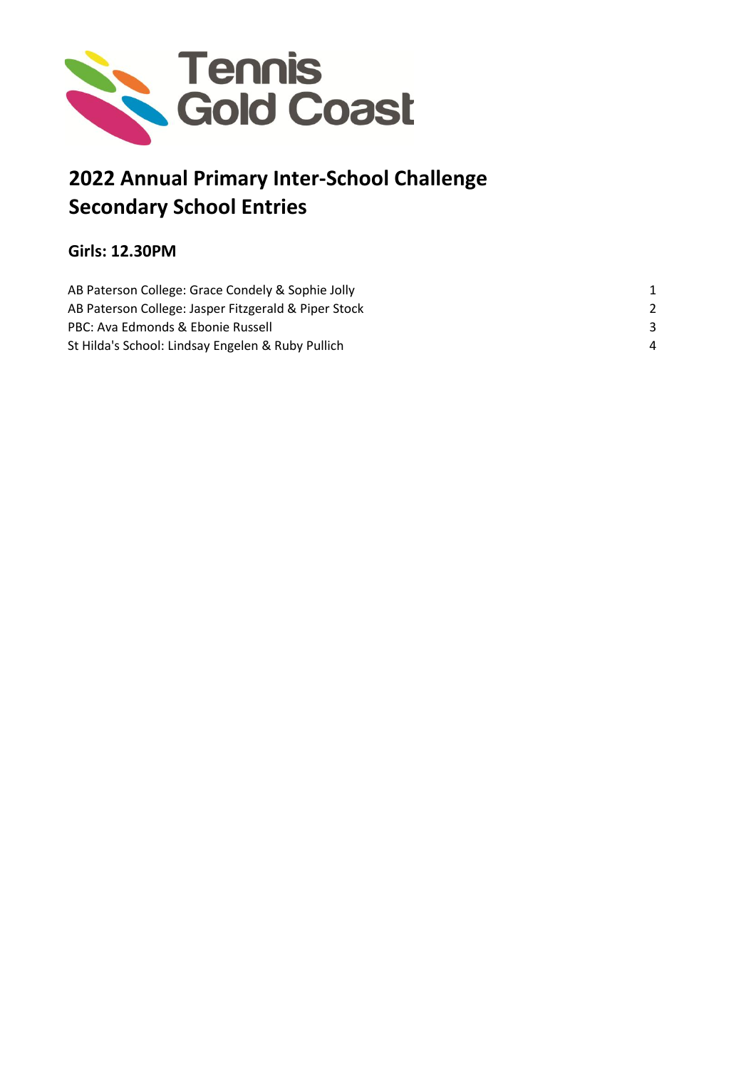# 2022 Annual Primary Inter-School Challenge
# Secondary School Entries

### Girls: 12.30PM

| | |
|---|---|
| AB Paterson College: Grace Condely & Sophie Jolly | 1 |
| AB Paterson College: Jasper Fitzgerald & Piper Stock | 2 |
| PBC: Ava Edmonds & Ebonie Russell | 3 |
| St Hilda's School: Lindsay Engelen & Ruby Pullich | 4 |